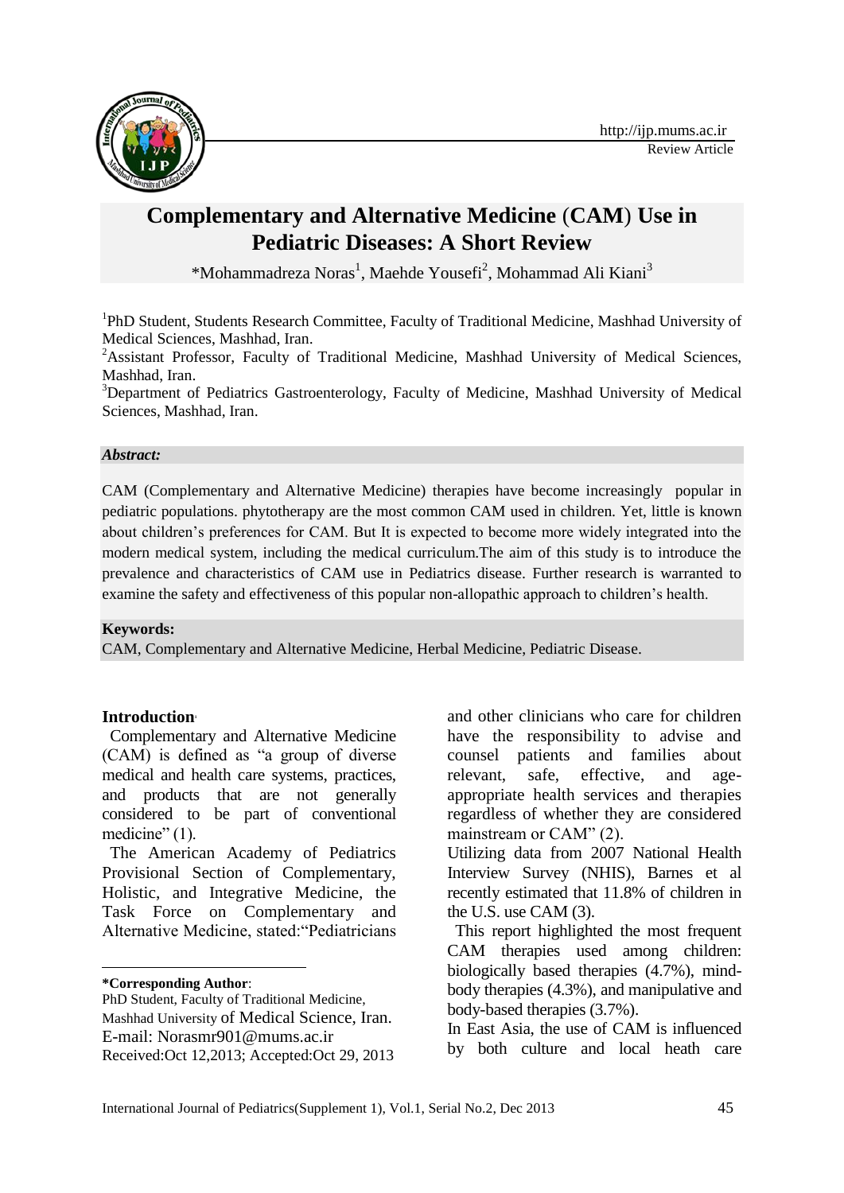Review Article

# Complementary and Alternative Medicine (CAM) Use in Pediatric Diseases: A Short Review

*Mohammadreza Noras[1], Maehde Yousefi[2], Mohammad Ali Kiani[3]

[1]PhD Student, Students Research Committee, Faculty of Traditional Medicine, Mashhad University of Medical Sciences, Mashhad, Iran.

[2]Assistant Professor, Faculty of Traditional Medicine, Mashhad University of Medical Sciences, Mashhad, Iran.

[3]Department of Pediatrics Gastroenterology, Faculty of Medicine, Mashhad University of Medical Sciences, Mashhad, Iran.

***Abstract:***

CAM (Complementary and Alternative Medicine) therapies have become increasingly popular in pediatric populations. phytotherapy are the most common CAM used in children. Yet, little is known about children's preferences for CAM. But It is expected to become more widely integrated into the modern medical system, including the medical curriculum.The aim of this study is to introduce the prevalence and characteristics of CAM use in Pediatrics disease. Further research is warranted to examine the safety and effectiveness of this popular non-allopathic approach to children's health.

**Keywords:**

CAM, Complementary and Alternative Medicine, Herbal Medicine, Pediatric Disease.

## Introduction

Complementary and Alternative Medicine (CAM) is defined as "a group of diverse medical and health care systems, practices, and products that are not generally considered to be part of conventional medicine" (1).

The American Academy of Pediatrics Provisional Section of Complementary, Holistic, and Integrative Medicine, the Task Force on Complementary and Alternative Medicine, stated:"Pediatricians and other clinicians who care for children have the responsibility to advise and counsel patients and families about relevant, safe, effective, and age-appropriate health services and therapies regardless of whether they are considered mainstream or CAM" (2).

Utilizing data from 2007 National Health Interview Survey (NHIS), Barnes et al recently estimated that 11.8% of children in the U.S. use CAM (3).

This report highlighted the most frequent CAM therapies used among children: biologically based therapies (4.7%), mind-body therapies (4.3%), and manipulative and body-based therapies (3.7%).

In East Asia, the use of CAM is influenced by both culture and local heath care

---

**\*Corresponding Author**:

PhD Student, Faculty of Traditional Medicine, Mashhad University of Medical Science, Iran.

E-mail: Norasmr901@mums.ac.ir

Received:Oct 12,2013; Accepted:Oct 29, 2013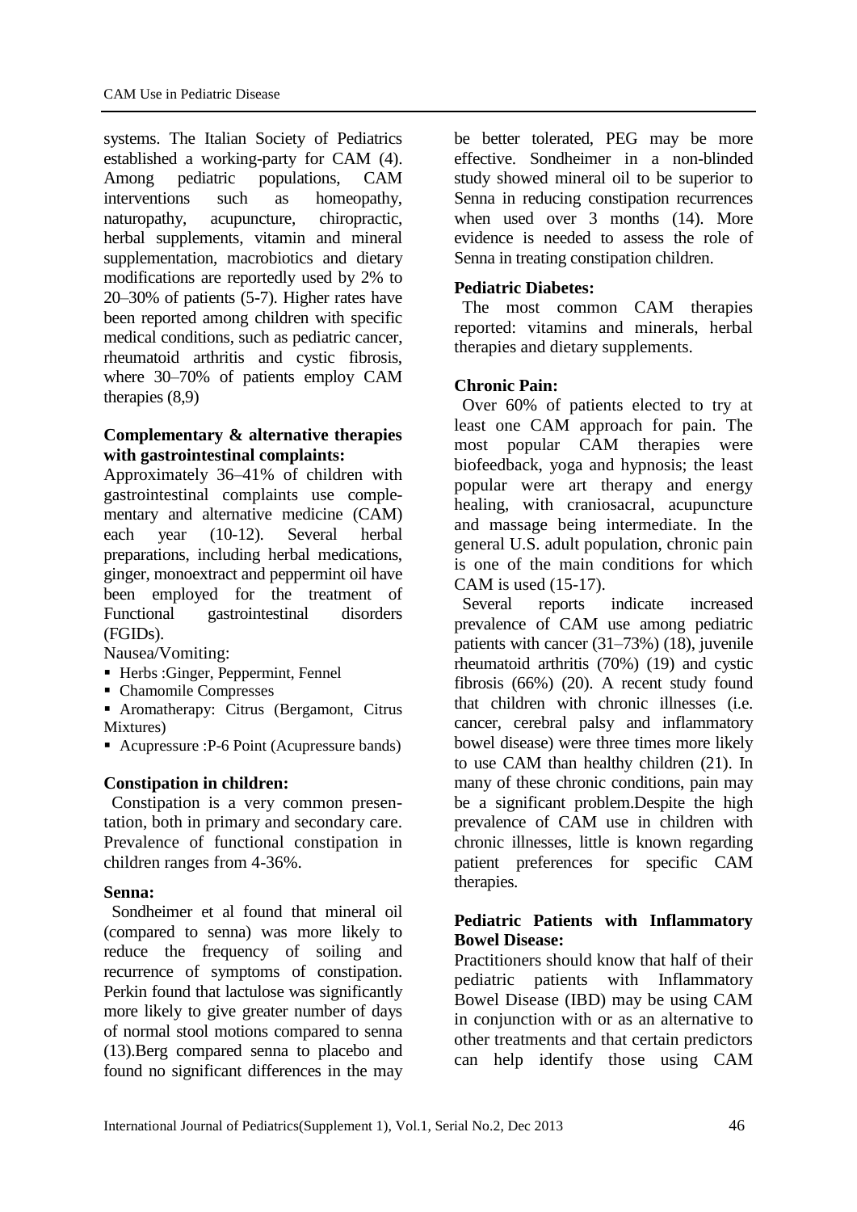systems. The Italian Society of Pediatrics established a working-party for CAM (4). Among pediatric populations, CAM interventions such as homeopathy, naturopathy, acupuncture, chiropractic, herbal supplements, vitamin and mineral supplementation, macrobiotics and dietary modifications are reportedly used by 2% to 20–30% of patients (5-7). Higher rates have been reported among children with specific medical conditions, such as pediatric cancer, rheumatoid arthritis and cystic fibrosis, where 30–70% of patients employ CAM therapies (8,9)

**Complementary & alternative therapies with gastrointestinal complaints:**

Approximately 36–41% of children with gastrointestinal complaints use complementary and alternative medicine (CAM) each year (10-12). Several herbal preparations, including herbal medications, ginger, monoextract and peppermint oil have been employed for the treatment of Functional gastrointestinal disorders (FGIDs).

Nausea/Vomiting:

- Herbs :Ginger, Peppermint, Fennel
- Chamomile Compresses
- Aromatherapy: Citrus (Bergamont, Citrus Mixtures)
- Acupressure :P-6 Point (Acupressure bands)

**Constipation in children:**

Constipation is a very common presentation, both in primary and secondary care. Prevalence of functional constipation in children ranges from 4-36%.

**Senna:**

Sondheimer et al found that mineral oil (compared to senna) was more likely to reduce the frequency of soiling and recurrence of symptoms of constipation. Perkin found that lactulose was significantly more likely to give greater number of days of normal stool motions compared to senna (13).Berg compared senna to placebo and found no significant differences in the may be better tolerated, PEG may be more effective. Sondheimer in a non-blinded study showed mineral oil to be superior to Senna in reducing constipation recurrences when used over 3 months (14). More evidence is needed to assess the role of Senna in treating constipation children.

**Pediatric Diabetes:**

The most common CAM therapies reported: vitamins and minerals, herbal therapies and dietary supplements.

**Chronic Pain:**

Over 60% of patients elected to try at least one CAM approach for pain. The most popular CAM therapies were biofeedback, yoga and hypnosis; the least popular were art therapy and energy healing, with craniosacral, acupuncture and massage being intermediate. In the general U.S. adult population, chronic pain is one of the main conditions for which CAM is used (15-17).

Several reports indicate increased prevalence of CAM use among pediatric patients with cancer (31–73%) (18), juvenile rheumatoid arthritis (70%) (19) and cystic fibrosis (66%) (20). A recent study found that children with chronic illnesses (i.e. cancer, cerebral palsy and inflammatory bowel disease) were three times more likely to use CAM than healthy children (21). In many of these chronic conditions, pain may be a significant problem.Despite the high prevalence of CAM use in children with chronic illnesses, little is known regarding patient preferences for specific CAM therapies.

**Pediatric Patients with Inflammatory Bowel Disease:**

Practitioners should know that half of their pediatric patients with Inflammatory Bowel Disease (IBD) may be using CAM in conjunction with or as an alternative to other treatments and that certain predictors can help identify those using CAM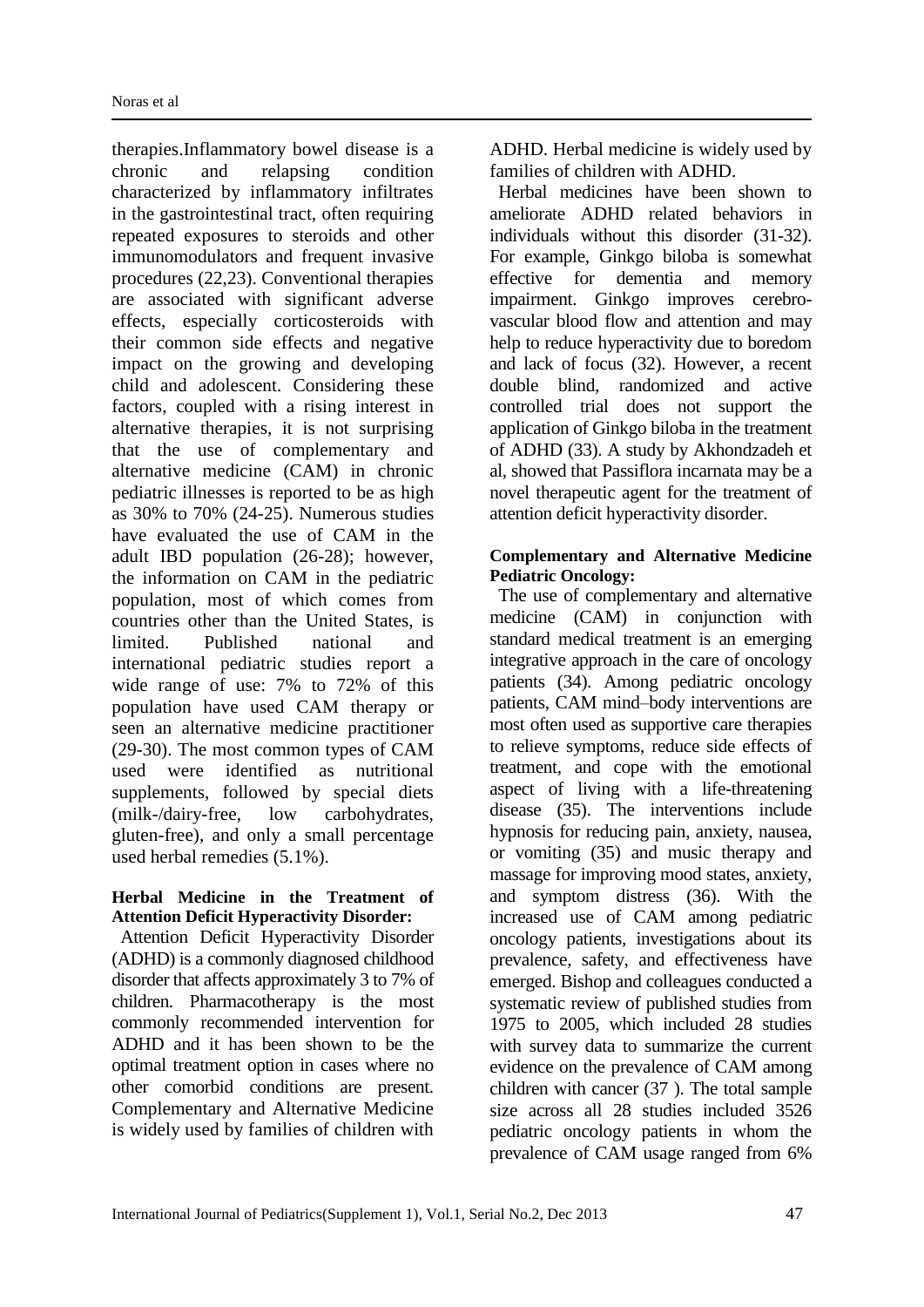therapies.Inflammatory bowel disease is a chronic and relapsing condition characterized by inflammatory infiltrates in the gastrointestinal tract, often requiring repeated exposures to steroids and other immunomodulators and frequent invasive procedures (22,23). Conventional therapies are associated with significant adverse effects, especially corticosteroids with their common side effects and negative impact on the growing and developing child and adolescent. Considering these factors, coupled with a rising interest in alternative therapies, it is not surprising that the use of complementary and alternative medicine (CAM) in chronic pediatric illnesses is reported to be as high as 30% to 70% (24-25). Numerous studies have evaluated the use of CAM in the adult IBD population (26-28); however, the information on CAM in the pediatric population, most of which comes from countries other than the United States, is limited. Published national and international pediatric studies report a wide range of use: 7% to 72% of this population have used CAM therapy or seen an alternative medicine practitioner (29-30). The most common types of CAM used were identified as nutritional supplements, followed by special diets (milk-/dairy-free, low carbohydrates, gluten-free), and only a small percentage used herbal remedies (5.1%).

**Herbal Medicine in the Treatment of Attention Deficit Hyperactivity Disorder:**

Attention Deficit Hyperactivity Disorder (ADHD) is a commonly diagnosed childhood disorder that affects approximately 3 to 7% of children. Pharmacotherapy is the most commonly recommended intervention for ADHD and it has been shown to be the optimal treatment option in cases where no other comorbid conditions are present. Complementary and Alternative Medicine is widely used by families of children with ADHD. Herbal medicine is widely used by families of children with ADHD.

Herbal medicines have been shown to ameliorate ADHD related behaviors in individuals without this disorder (31-32). For example, Ginkgo biloba is somewhat effective for dementia and memory impairment. Ginkgo improves cerebro-vascular blood flow and attention and may help to reduce hyperactivity due to boredom and lack of focus (32). However, a recent double blind, randomized and active controlled trial does not support the application of Ginkgo biloba in the treatment of ADHD (33). A study by Akhondzadeh et al, showed that Passiflora incarnata may be a novel therapeutic agent for the treatment of attention deficit hyperactivity disorder.

**Complementary and Alternative Medicine Pediatric Oncology:**

The use of complementary and alternative medicine (CAM) in conjunction with standard medical treatment is an emerging integrative approach in the care of oncology patients (34). Among pediatric oncology patients, CAM mind–body interventions are most often used as supportive care therapies to relieve symptoms, reduce side effects of treatment, and cope with the emotional aspect of living with a life-threatening disease (35). The interventions include hypnosis for reducing pain, anxiety, nausea, or vomiting (35) and music therapy and massage for improving mood states, anxiety, and symptom distress (36). With the increased use of CAM among pediatric oncology patients, investigations about its prevalence, safety, and effectiveness have emerged. Bishop and colleagues conducted a systematic review of published studies from 1975 to 2005, which included 28 studies with survey data to summarize the current evidence on the prevalence of CAM among children with cancer (37 ). The total sample size across all 28 studies included 3526 pediatric oncology patients in whom the prevalence of CAM usage ranged from 6%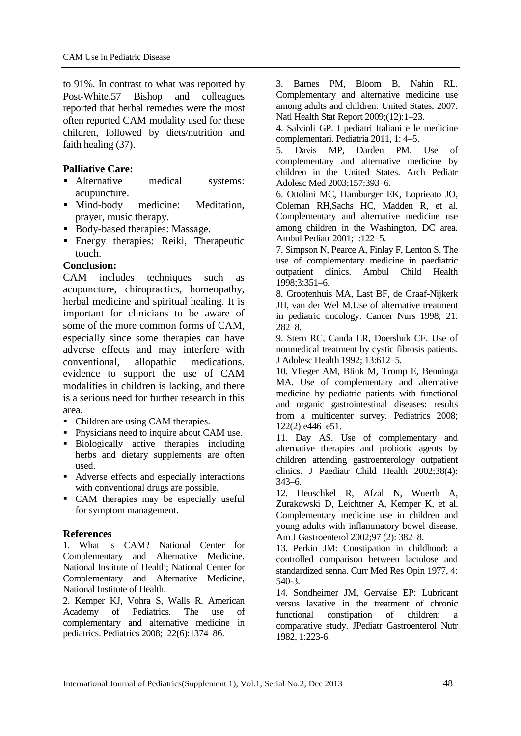to 91%. In contrast to what was reported by Post-White,57 Bishop and colleagues reported that herbal remedies were the most often reported CAM modality used for these children, followed by diets/nutrition and faith healing (37).

**Palliative Care:**

- Alternative medical systems: acupuncture.
- Mind-body medicine: Meditation, prayer, music therapy.
- Body-based therapies: Massage.
- Energy therapies: Reiki, Therapeutic touch.

**Conclusion:**

CAM includes techniques such as acupuncture, chiropractics, homeopathy, herbal medicine and spiritual healing. It is important for clinicians to be aware of some of the more common forms of CAM, especially since some therapies can have adverse effects and may interfere with conventional, allopathic medications. evidence to support the use of CAM modalities in children is lacking, and there is a serious need for further research in this area.

- Children are using CAM therapies.
- Physicians need to inquire about CAM use.
- Biologically active therapies including herbs and dietary supplements are often used.
- Adverse effects and especially interactions with conventional drugs are possible.
- CAM therapies may be especially useful for symptom management.

## References

1. What is CAM? National Center for Complementary and Alternative Medicine. National Institute of Health; National Center for Complementary and Alternative Medicine, National Institute of Health.
2. Kemper KJ, Vohra S, Walls R. American Academy of Pediatrics. The use of complementary and alternative medicine in pediatrics. Pediatrics 2008;122(6):1374–86.
3. Barnes PM, Bloom B, Nahin RL. Complementary and alternative medicine use among adults and children: United States, 2007. Natl Health Stat Report 2009;(12):1–23.
4. Salvioli GP. I pediatri Italiani e le medicine complementari. Pediatria 2011, 1: 4–5.
5. Davis MP, Darden PM. Use of complementary and alternative medicine by children in the United States. Arch Pediatr Adolesc Med 2003;157:393–6.
6. Ottolini MC, Hamburger EK, Loprieato JO, Coleman RH,Sachs HC, Madden R, et al. Complementary and alternative medicine use among children in the Washington, DC area. Ambul Pediatr 2001;1:122–5.
7. Simpson N, Pearce A, Finlay F, Lenton S. The use of complementary medicine in paediatric outpatient clinics. Ambul Child Health 1998;3:351–6.
8. Grootenhuis MA, Last BF, de Graaf-Nijkerk JH, van der Wel M.Use of alternative treatment in pediatric oncology. Cancer Nurs 1998; 21: 282–8.
9. Stern RC, Canda ER, Doershuk CF. Use of nonmedical treatment by cystic fibrosis patients. J Adolesc Health 1992; 13:612–5.
10. Vlieger AM, Blink M, Tromp E, Benninga MA. Use of complementary and alternative medicine by pediatric patients with functional and organic gastrointestinal diseases: results from a multicenter survey. Pediatrics 2008; 122(2):e446–e51.
11. Day AS. Use of complementary and alternative therapies and probiotic agents by children attending gastroenterology outpatient clinics. J Paediatr Child Health 2002;38(4): 343–6.
12. Heuschkel R, Afzal N, Wuerth A, Zurakowski D, Leichtner A, Kemper K, et al. Complementary medicine use in children and young adults with inflammatory bowel disease. Am J Gastroenterol 2002;97 (2): 382–8.
13. Perkin JM: Constipation in childhood: a controlled comparison between lactulose and standardized senna. Curr Med Res Opin 1977, 4: 540-3.
14. Sondheimer JM, Gervaise EP: Lubricant versus laxative in the treatment of chronic functional constipation of children: a comparative study. JPediatr Gastroenterol Nutr 1982, 1:223-6.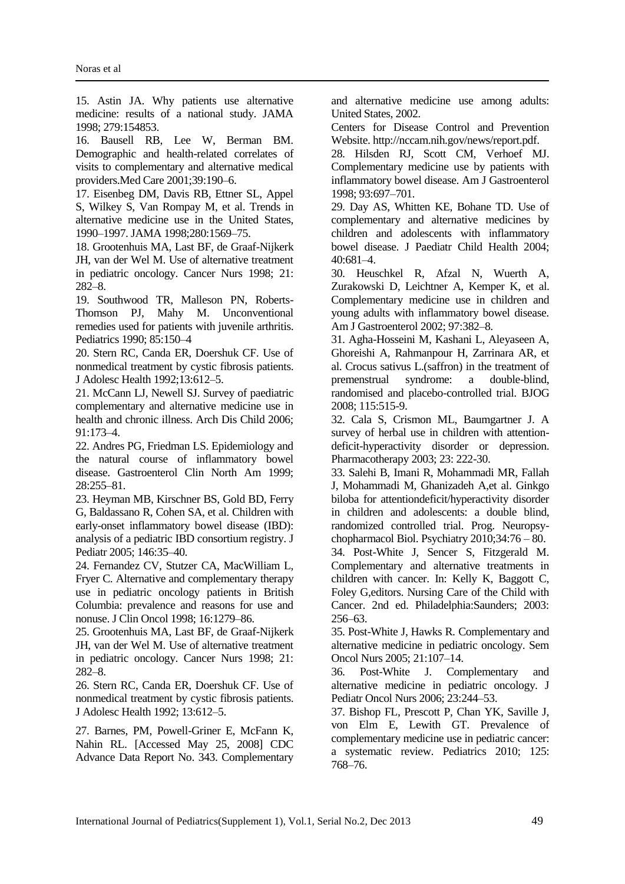15. Astin JA. Why patients use alternative medicine: results of a national study. JAMA 1998; 279:154853.

16. Bausell RB, Lee W, Berman BM. Demographic and health-related correlates of visits to complementary and alternative medical providers.Med Care 2001;39:190–6.

17. Eisenbeg DM, Davis RB, Ettner SL, Appel S, Wilkey S, Van Rompay M, et al. Trends in alternative medicine use in the United States, 1990–1997. JAMA 1998;280:1569–75.

18. Grootenhuis MA, Last BF, de Graaf-Nijkerk JH, van der Wel M. Use of alternative treatment in pediatric oncology. Cancer Nurs 1998; 21: 282–8.

19. Southwood TR, Malleson PN, Roberts-Thomson PJ, Mahy M. Unconventional remedies used for patients with juvenile arthritis. Pediatrics 1990; 85:150–4

20. Stern RC, Canda ER, Doershuk CF. Use of nonmedical treatment by cystic fibrosis patients. J Adolesc Health 1992;13:612–5.

21. McCann LJ, Newell SJ. Survey of paediatric complementary and alternative medicine use in health and chronic illness. Arch Dis Child 2006; 91:173–4.

22. Andres PG, Friedman LS. Epidemiology and the natural course of inflammatory bowel disease. Gastroenterol Clin North Am 1999; 28:255–81.

23. Heyman MB, Kirschner BS, Gold BD, Ferry G, Baldassano R, Cohen SA, et al. Children with early-onset inflammatory bowel disease (IBD): analysis of a pediatric IBD consortium registry. J Pediatr 2005; 146:35–40.

24. Fernandez CV, Stutzer CA, MacWilliam L, Fryer C. Alternative and complementary therapy use in pediatric oncology patients in British Columbia: prevalence and reasons for use and nonuse. J Clin Oncol 1998; 16:1279–86.

25. Grootenhuis MA, Last BF, de Graaf-Nijkerk JH, van der Wel M. Use of alternative treatment in pediatric oncology. Cancer Nurs 1998; 21: 282–8.

26. Stern RC, Canda ER, Doershuk CF. Use of nonmedical treatment by cystic fibrosis patients. J Adolesc Health 1992; 13:612–5.

27. Barnes, PM, Powell-Griner E, McFann K, Nahin RL. [Accessed May 25, 2008] CDC Advance Data Report No. 343. Complementary and alternative medicine use among adults: United States, 2002.

Centers for Disease Control and Prevention Website. http://nccam.nih.gov/news/report.pdf.

28. Hilsden RJ, Scott CM, Verhoef MJ. Complementary medicine use by patients with inflammatory bowel disease. Am J Gastroenterol 1998; 93:697–701.

29. Day AS, Whitten KE, Bohane TD. Use of complementary and alternative medicines by children and adolescents with inflammatory bowel disease. J Paediatr Child Health 2004; 40:681–4.

30. Heuschkel R, Afzal N, Wuerth A, Zurakowski D, Leichtner A, Kemper K, et al. Complementary medicine use in children and young adults with inflammatory bowel disease. Am J Gastroenterol 2002; 97:382–8.

31. Agha-Hosseini M, Kashani L, Aleyaseen A, Ghoreishi A, Rahmanpour H, Zarrinara AR, et al. Crocus sativus L.(saffron) in the treatment of premenstrual syndrome: a double-blind, randomised and placebo-controlled trial. BJOG 2008; 115:515-9.

32. Cala S, Crismon ML, Baumgartner J. A survey of herbal use in children with attention-deficit-hyperactivity disorder or depression. Pharmacotherapy 2003; 23: 222-30.

33. Salehi B, Imani R, Mohammadi MR, Fallah J, Mohammadi M, Ghanizadeh A,et al. Ginkgo biloba for attentiondeficit/hyperactivity disorder in children and adolescents: a double blind, randomized controlled trial. Prog. Neuropsychopharmacol Biol. Psychiatry 2010;34:76 – 80.

34. Post-White J, Sencer S, Fitzgerald M. Complementary and alternative treatments in children with cancer. In: Kelly K, Baggott C, Foley G,editors. Nursing Care of the Child with Cancer. 2nd ed. Philadelphia:Saunders; 2003: 256–63.

35. Post-White J, Hawks R. Complementary and alternative medicine in pediatric oncology. Sem Oncol Nurs 2005; 21:107–14.

36. Post-White J. Complementary and alternative medicine in pediatric oncology. J Pediatr Oncol Nurs 2006; 23:244–53.

37. Bishop FL, Prescott P, Chan YK, Saville J, von Elm E, Lewith GT. Prevalence of complementary medicine use in pediatric cancer: a systematic review. Pediatrics 2010; 125: 768–76.